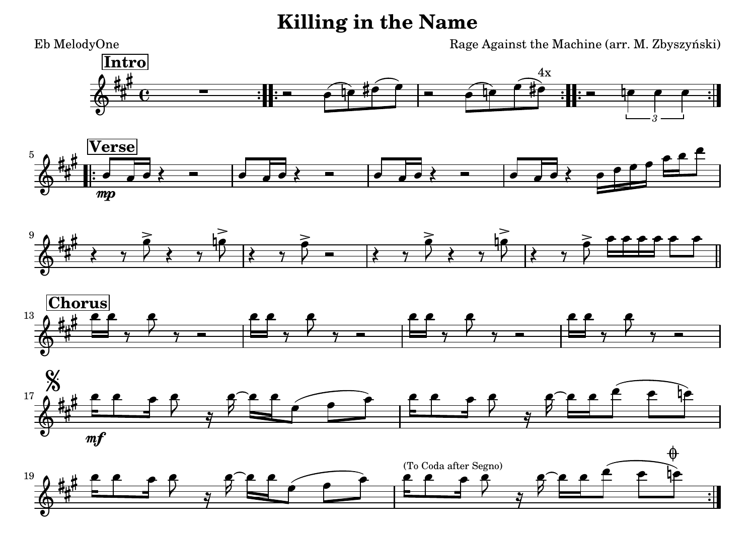# Killing in the Name

Eb MelodyOne

Rage Against the Machine (arr. M. Zbyszyński)

**Intro**

4x

**Verse**

*mp*

**Chorus**

*mf*

(To Coda after Segno)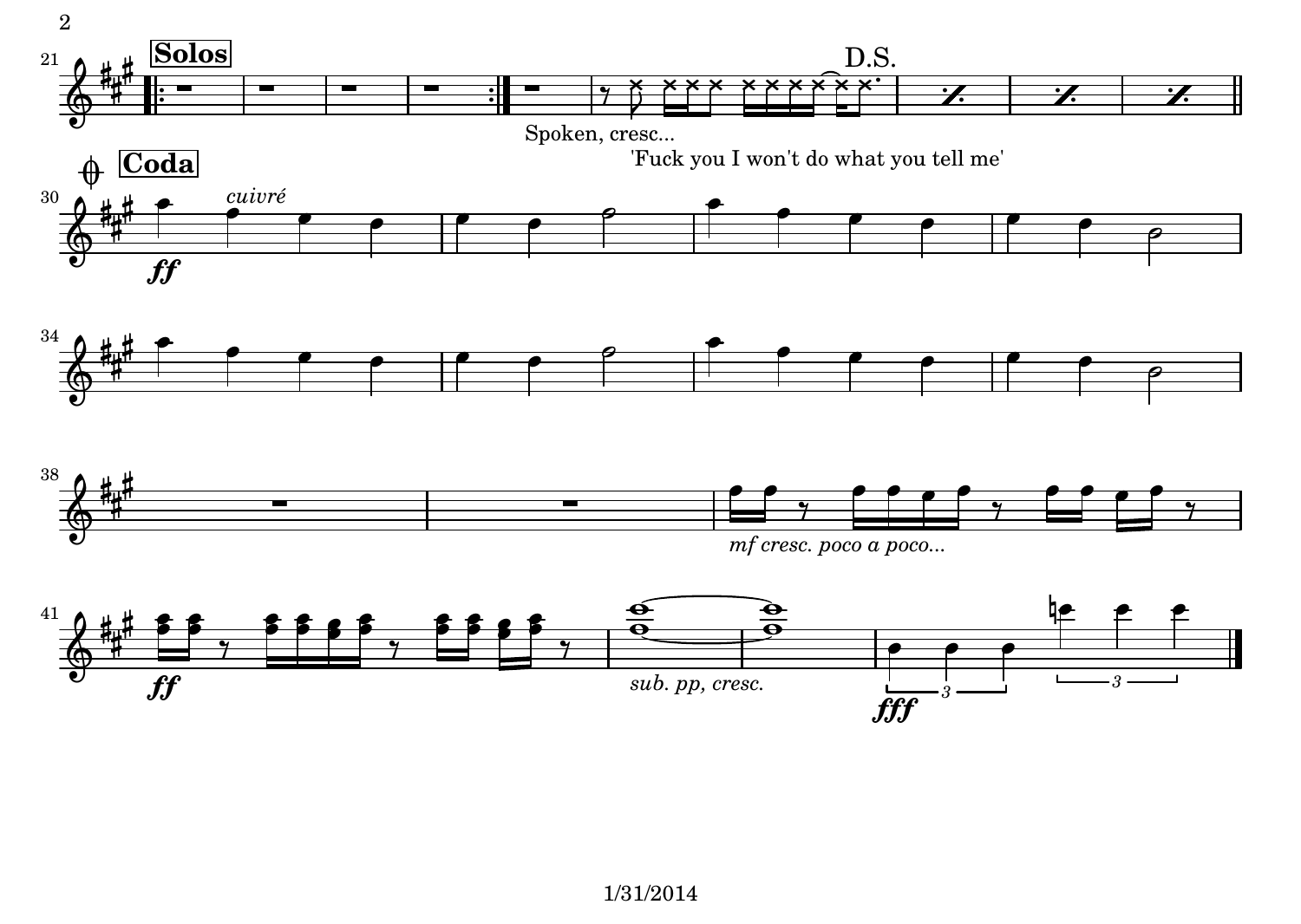**Solos**

D.S.

Spoken, cresc...

'Fuck you I won't do what you tell me'

**Coda**

*cuivré*

*ff*

*mf cresc. poco a poco...*

*ff*

*sub. pp, cresc.*

*fff*

1/31/2014